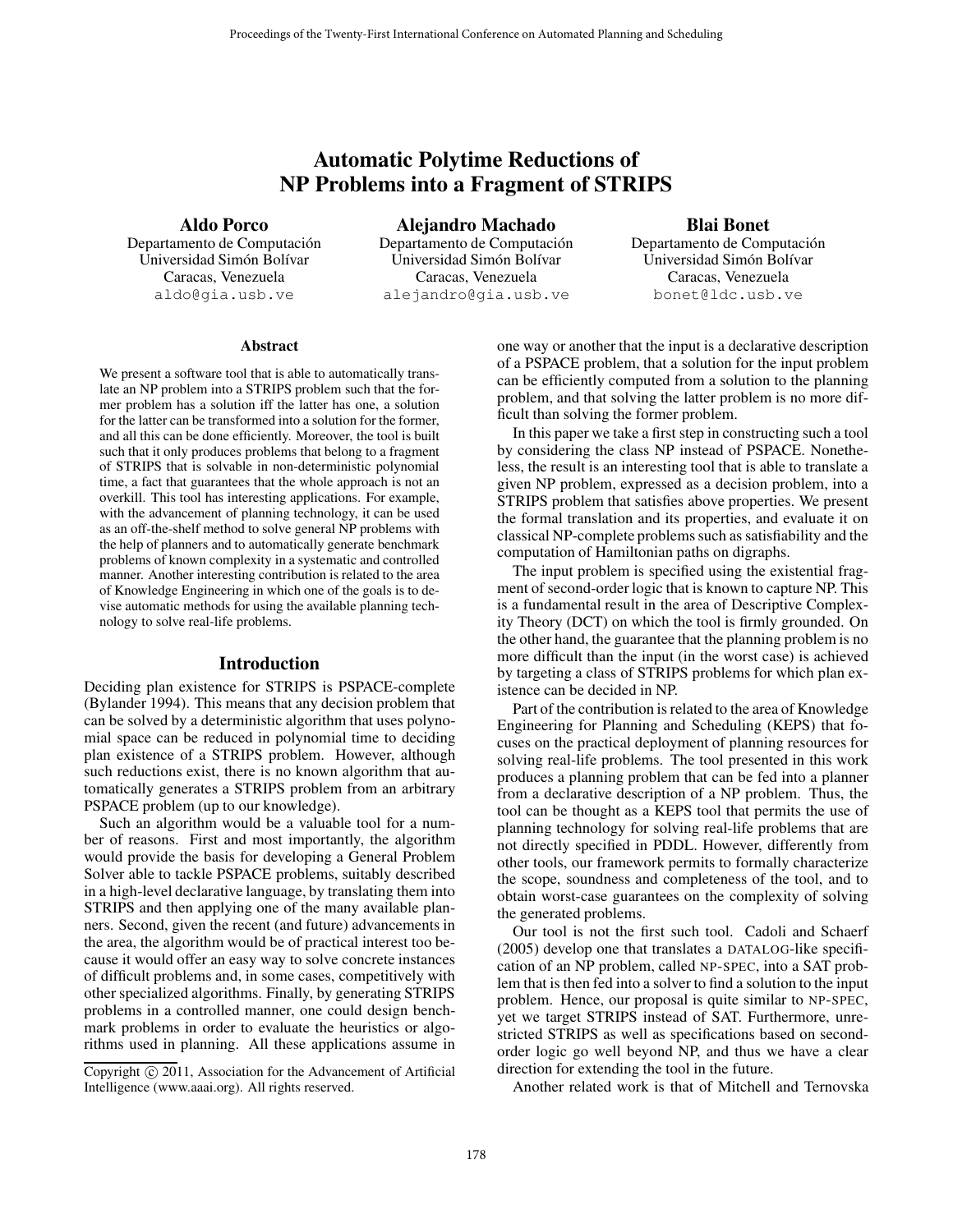# Automatic Polytime Reductions of NP Problems into a Fragment of STRIPS

**Aldo Porco**
Departamento de Computación
Universidad Simón Bolívar
Caracas, Venezuela
aldo@gia.usb.ve

**Alejandro Machado**
Departamento de Computación
Universidad Simón Bolívar
Caracas, Venezuela
alejandro@gia.usb.ve

**Blai Bonet**
Departamento de Computación
Universidad Simón Bolívar
Caracas, Venezuela
bonet@ldc.usb.ve

### Abstract

We present a software tool that is able to automatically translate an NP problem into a STRIPS problem such that the former problem has a solution iff the latter has one, a solution for the latter can be transformed into a solution for the former, and all this can be done efficiently. Moreover, the tool is built such that it only produces problems that belong to a fragment of STRIPS that is solvable in non-deterministic polynomial time, a fact that guarantees that the whole approach is not an overkill. This tool has interesting applications. For example, with the advancement of planning technology, it can be used as an off-the-shelf method to solve general NP problems with the help of planners and to automatically generate benchmark problems of known complexity in a systematic and controlled manner. Another interesting contribution is related to the area of Knowledge Engineering in which one of the goals is to devise automatic methods for using the available planning technology to solve real-life problems.

## Introduction

Deciding plan existence for STRIPS is PSPACE-complete (Bylander 1994). This means that any decision problem that can be solved by a deterministic algorithm that uses polynomial space can be reduced in polynomial time to deciding plan existence of a STRIPS problem. However, although such reductions exist, there is no known algorithm that automatically generates a STRIPS problem from an arbitrary PSPACE problem (up to our knowledge).

Such an algorithm would be a valuable tool for a number of reasons. First and most importantly, the algorithm would provide the basis for developing a General Problem Solver able to tackle PSPACE problems, suitably described in a high-level declarative language, by translating them into STRIPS and then applying one of the many available planners. Second, given the recent (and future) advancements in the area, the algorithm would be of practical interest too because it would offer an easy way to solve concrete instances of difficult problems and, in some cases, competitively with other specialized algorithms. Finally, by generating STRIPS problems in a controlled manner, one could design benchmark problems in order to evaluate the heuristics or algorithms used in planning. All these applications assume in one way or another that the input is a declarative description of a PSPACE problem, that a solution for the input problem can be efficiently computed from a solution to the planning problem, and that solving the latter problem is no more difficult than solving the former problem.

In this paper we take a first step in constructing such a tool by considering the class NP instead of PSPACE. Nonetheless, the result is an interesting tool that is able to translate a given NP problem, expressed as a decision problem, into a STRIPS problem that satisfies above properties. We present the formal translation and its properties, and evaluate it on classical NP-complete problems such as satisfiability and the computation of Hamiltonian paths on digraphs.

The input problem is specified using the existential fragment of second-order logic that is known to capture NP. This is a fundamental result in the area of Descriptive Complexity Theory (DCT) on which the tool is firmly grounded. On the other hand, the guarantee that the planning problem is no more difficult than the input (in the worst case) is achieved by targeting a class of STRIPS problems for which plan existence can be decided in NP.

Part of the contribution is related to the area of Knowledge Engineering for Planning and Scheduling (KEPS) that focuses on the practical deployment of planning resources for solving real-life problems. The tool presented in this work produces a planning problem that can be fed into a planner from a declarative description of a NP problem. Thus, the tool can be thought as a KEPS tool that permits the use of planning technology for solving real-life problems that are not directly specified in PDDL. However, differently from other tools, our framework permits to formally characterize the scope, soundness and completeness of the tool, and to obtain worst-case guarantees on the complexity of solving the generated problems.

Our tool is not the first such tool. Cadoli and Schaerf (2005) develop one that translates a DATALOG-like specification of an NP problem, called NP-SPEC, into a SAT problem that is then fed into a solver to find a solution to the input problem. Hence, our proposal is quite similar to NP-SPEC, yet we target STRIPS instead of SAT. Furthermore, unrestricted STRIPS as well as specifications based on second-order logic go well beyond NP, and thus we have a clear direction for extending the tool in the future.

Another related work is that of Mitchell and Ternovska

Copyright © 2011, Association for the Advancement of Artificial Intelligence (www.aaai.org). All rights reserved.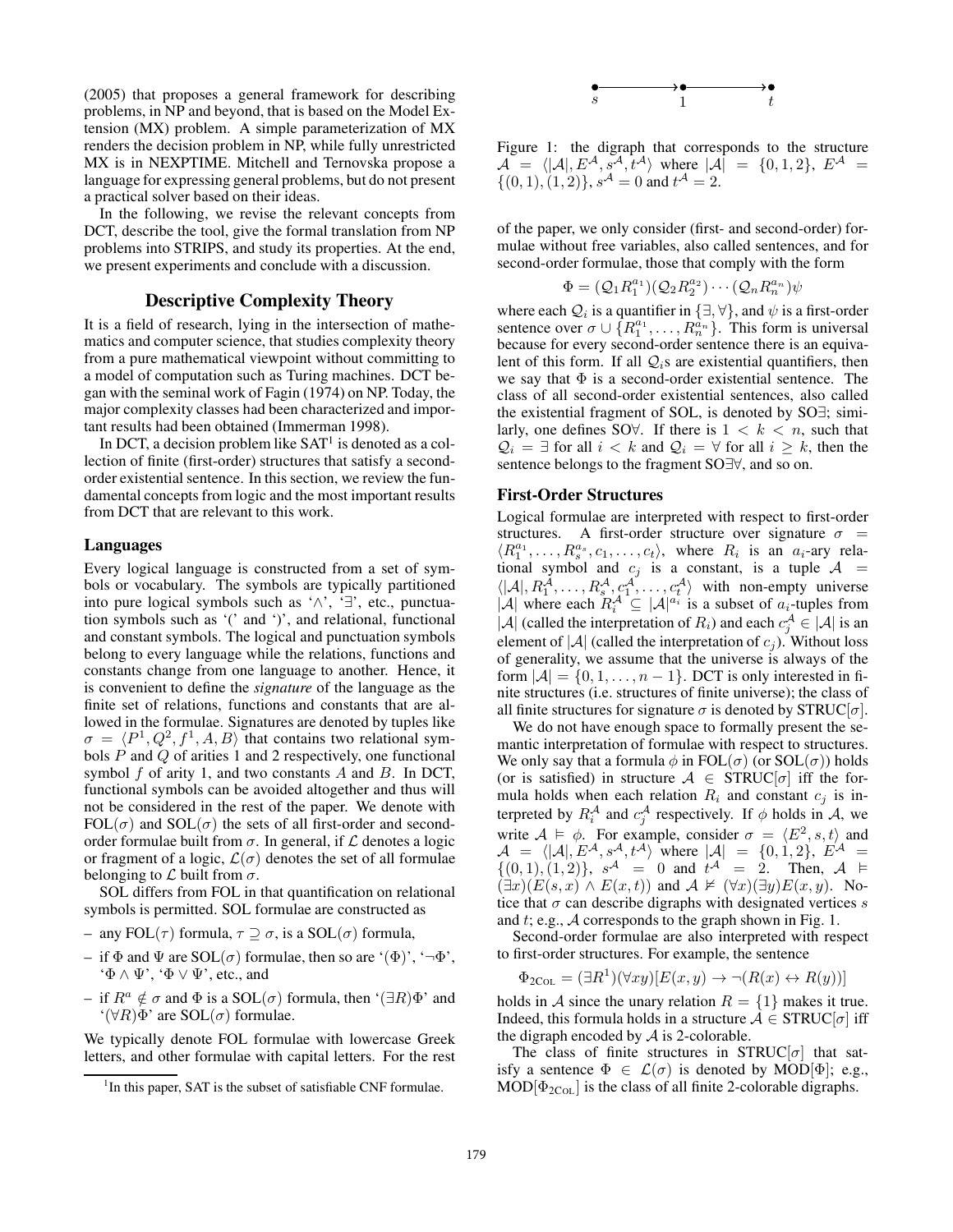(2005) that proposes a general framework for describing problems, in NP and beyond, that is based on the Model Extension (MX) problem. A simple parameterization of MX renders the decision problem in NP, while fully unrestricted MX is in NEXPTIME. Mitchell and Ternovska propose a language for expressing general problems, but do not present a practical solver based on their ideas.

In the following, we revise the relevant concepts from DCT, describe the tool, give the formal translation from NP problems into STRIPS, and study its properties. At the end, we present experiments and conclude with a discussion.

## Descriptive Complexity Theory

It is a field of research, lying in the intersection of mathematics and computer science, that studies complexity theory from a pure mathematical viewpoint without committing to a model of computation such as Turing machines. DCT began with the seminal work of Fagin (1974) on NP. Today, the major complexity classes had been characterized and important results had been obtained (Immerman 1998).

In DCT, a decision problem like SAT[1] is denoted as a collection of finite (first-order) structures that satisfy a second-order existential sentence. In this section, we review the fundamental concepts from logic and the most important results from DCT that are relevant to this work.

### Languages

Every logical language is constructed from a set of symbols or vocabulary. The symbols are typically partitioned into pure logical symbols such as '$\wedge$', '$\exists$', etc., punctuation symbols such as '(' and ')', and relational, functional and constant symbols. The logical and punctuation symbols belong to every language while the relations, functions and constants change from one language to another. Hence, it is convenient to define the *signature* of the language as the finite set of relations, functions and constants that are allowed in the formulae. Signatures are denoted by tuples like $\sigma = \langle P^1, Q^2, f^1, A, B\rangle$ that contains two relational symbols $P$ and $Q$ of arities 1 and 2 respectively, one functional symbol $f$ of arity 1, and two constants $A$ and $B$. In DCT, functional symbols can be avoided altogether and thus will not be considered in the rest of the paper. We denote with $\mathrm{FOL}(\sigma)$ and $\mathrm{SOL}(\sigma)$ the sets of all first-order and second-order formulae built from $\sigma$. In general, if $\mathcal{L}$ denotes a logic or fragment of a logic, $\mathcal{L}(\sigma)$ denotes the set of all formulae belonging to $\mathcal{L}$ built from $\sigma$.

SOL differs from FOL in that quantification on relational symbols is permitted. SOL formulae are constructed as

- any $\mathrm{FOL}(\tau)$ formula, $\tau \supseteq \sigma$, is a $\mathrm{SOL}(\sigma)$ formula,
- if $\Phi$ and $\Psi$ are $\mathrm{SOL}(\sigma)$ formulae, then so are '$(\Phi)$', '$\neg\Phi$', '$\Phi \wedge \Psi$', '$\Phi \vee \Psi$', etc., and
- if $R^a \notin \sigma$ and $\Phi$ is a $\mathrm{SOL}(\sigma)$ formula, then '$(\exists R)\Phi$' and '$(\forall R)\Phi$' are $\mathrm{SOL}(\sigma)$ formulae.

We typically denote FOL formulae with lowercase Greek letters, and other formulae with capital letters. For the rest of the paper, we only consider (first- and second-order) formulae without free variables, also called sentences, and for second-order formulae, those that comply with the form

$$\Phi = (\mathcal{Q}_1 R_1^{a_1})(\mathcal{Q}_2 R_2^{a_2}) \cdots (\mathcal{Q}_n R_n^{a_n})\psi$$

where each $\mathcal{Q}_i$ is a quantifier in $\{\exists, \forall\}$, and $\psi$ is a first-order sentence over $\sigma \cup \{R_1^{a_1}, \ldots, R_n^{a_n}\}$. This form is universal because for every second-order sentence there is an equivalent of this form. If all $\mathcal{Q}_i$s are existential quantifiers, then we say that $\Phi$ is a second-order existential sentence. The class of all second-order existential sentences, also called the existential fragment of SOL, is denoted by SO$\exists$; similarly, one defines SO$\forall$. If there is $1 < k < n$, such that $\mathcal{Q}_i = \exists$ for all $i < k$ and $\mathcal{Q}_i = \forall$ for all $i \geq k$, then the sentence belongs to the fragment SO$\exists\forall$, and so on.

### First-Order Structures

Logical formulae are interpreted with respect to first-order structures. A first-order structure over signature $\sigma = \langle R_1^{a_1}, \ldots, R_s^{a_s}, c_1, \ldots, c_t\rangle$, where $R_i$ is an $a_i$-ary relational symbol and $c_j$ is a constant, is a tuple $\mathcal{A} = \langle |\mathcal{A}|, R_1^{\mathcal{A}}, \ldots, R_s^{\mathcal{A}}, c_1^{\mathcal{A}}, \ldots, c_t^{\mathcal{A}}\rangle$ with non-empty universe $|\mathcal{A}|$ where each $R_i^{\mathcal{A}} \subseteq |\mathcal{A}|^{a_i}$ is a subset of $a_i$-tuples from $|\mathcal{A}|$ (called the interpretation of $R_i$) and each $c_j^{\mathcal{A}} \in |\mathcal{A}|$ is an element of $|\mathcal{A}|$ (called the interpretation of $c_j$). Without loss of generality, we assume that the universe is always of the form $|\mathcal{A}| = \{0, 1, \ldots, n-1\}$. DCT is only interested in finite structures (i.e. structures of finite universe); the class of all finite structures for signature $\sigma$ is denoted by $\mathrm{STRUC}[\sigma]$.

We do not have enough space to formally present the semantic interpretation of formulae with respect to structures. We only say that a formula $\phi$ in $\mathrm{FOL}(\sigma)$ (or $\mathrm{SOL}(\sigma)$) holds (or is satisfied) in structure $\mathcal{A} \in \mathrm{STRUC}[\sigma]$ iff the formula holds when each relation $R_i$ and constant $c_j$ is interpreted by $R_i^{\mathcal{A}}$ and $c_j^{\mathcal{A}}$ respectively. If $\phi$ holds in $\mathcal{A}$, we write $\mathcal{A} \vDash \phi$. For example, consider $\sigma = \langle E^2, s, t\rangle$ and $\mathcal{A} = \langle |\mathcal{A}|, E^{\mathcal{A}}, s^{\mathcal{A}}, t^{\mathcal{A}}\rangle$ where $|\mathcal{A}| = \{0, 1, 2\}$, $E^{\mathcal{A}} = \{(0,1), (1,2)\}$, $s^{\mathcal{A}} = 0$ and $t^{\mathcal{A}} = 2$. Then, $\mathcal{A} \vDash (\exists x)(E(s,x) \wedge E(x,t))$ and $\mathcal{A} \nvDash (\forall x)(\exists y)E(x,y)$. Notice that $\sigma$ can describe digraphs with designated vertices $s$ and $t$; e.g., $\mathcal{A}$ corresponds to the graph shown in Fig. 1.

$s \longrightarrow 1 \longrightarrow t$

Figure 1: the digraph that corresponds to the structure $\mathcal{A} = \langle |\mathcal{A}|, E^{\mathcal{A}}, s^{\mathcal{A}}, t^{\mathcal{A}}\rangle$ where $|\mathcal{A}| = \{0, 1, 2\}$, $E^{\mathcal{A}} = \{(0,1), (1,2)\}$, $s^{\mathcal{A}} = 0$ and $t^{\mathcal{A}} = 2$.

Second-order formulae are also interpreted with respect to first-order structures. For example, the sentence

$$\Phi_{2\mathrm{COL}} = (\exists R^1)(\forall xy)[E(x,y) \rightarrow \neg(R(x) \leftrightarrow R(y))]$$

holds in $\mathcal{A}$ since the unary relation $R = \{1\}$ makes it true. Indeed, this formula holds in a structure $\mathcal{A} \in \mathrm{STRUC}[\sigma]$ iff the digraph encoded by $\mathcal{A}$ is 2-colorable.

The class of finite structures in $\mathrm{STRUC}[\sigma]$ that satisfy a sentence $\Phi \in \mathcal{L}(\sigma)$ is denoted by $\mathrm{MOD}[\Phi]$; e.g., $\mathrm{MOD}[\Phi_{2\mathrm{COL}}]$ is the class of all finite 2-colorable digraphs.

[1] In this paper, SAT is the subset of satisfiable CNF formulae.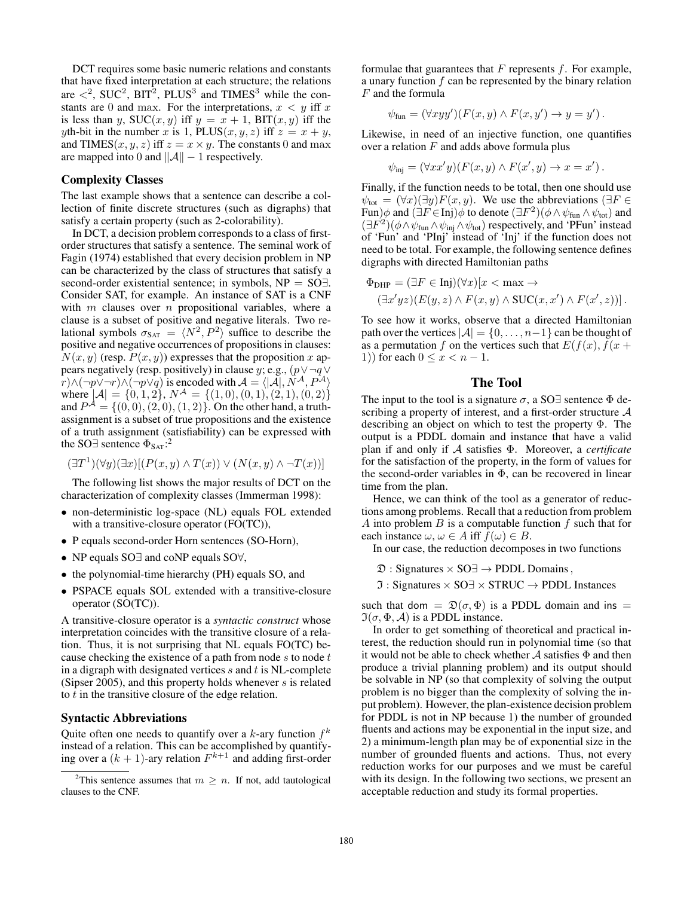DCT requires some basic numeric relations and constants that have fixed interpretation at each structure; the relations are $<^2$, $\mathrm{SUC}^2$, $\mathrm{BIT}^2$, $\mathrm{PLUS}^3$ and $\mathrm{TIMES}^3$ while the constants are $0$ and $\max$. For the interpretations, $x < y$ iff $x$ is less than $y$, $\mathrm{SUC}(x,y)$ iff $y = x+1$, $\mathrm{BIT}(x,y)$ iff the $y$th-bit in the number $x$ is 1, $\mathrm{PLUS}(x,y,z)$ iff $z = x+y$, and $\mathrm{TIMES}(x,y,z)$ iff $z = x \times y$. The constants $0$ and $\max$ are mapped into $0$ and $\|\mathcal{A}\|-1$ respectively.

### Complexity Classes

The last example shows that a sentence can describe a collection of finite discrete structures (such as digraphs) that satisfy a certain property (such as 2-colorability).

In DCT, a decision problem corresponds to a class of first-order structures that satisfy a sentence. The seminal work of Fagin (1974) established that every decision problem in NP can be characterized by the class of structures that satisfy a second-order existential sentence; in symbols, NP = SO∃. Consider SAT, for example. An instance of SAT is a CNF with $m$ clauses over $n$ propositional variables, where a clause is a subset of positive and negative literals. Two relational symbols $\sigma_{\mathrm{SAT}} = \langle N^2, P^2 \rangle$ suffice to describe the positive and negative occurrences of propositions in clauses: $N(x,y)$ (resp. $P(x,y)$) expresses that the proposition $x$ appears negatively (resp. positively) in clause $y$; e.g., $(p \vee \neg q \vee r) \wedge (\neg p \vee \neg r) \wedge (\neg p \vee q)$ is encoded with $\mathcal{A} = \langle |\mathcal{A}|, N^{\mathcal{A}}, P^{\mathcal{A}} \rangle$ where $|\mathcal{A}| = \{0,1,2\}$, $N^{\mathcal{A}} = \{(1,0),(0,1),(2,1),(0,2)\}$ and $P^{\mathcal{A}} = \{(0,0),(2,0),(1,2)\}$. On the other hand, a truth-assignment is a subset of true propositions and the existence of a truth assignment (satisfiability) can be expressed with the SO∃ sentence $\Phi_{\mathrm{SAT}}$:[2]

$$(\exists T^1)(\forall y)(\exists x)[(P(x,y) \wedge T(x)) \vee (N(x,y) \wedge \neg T(x))]$$

The following list shows the major results of DCT on the characterization of complexity classes (Immerman 1998):

- non-deterministic log-space (NL) equals FOL extended with a transitive-closure operator (FO(TC)),
- P equals second-order Horn sentences (SO-Horn),
- NP equals SO∃ and coNP equals SO∀,
- the polynomial-time hierarchy (PH) equals SO, and
- PSPACE equals SOL extended with a transitive-closure operator (SO(TC)).

A transitive-closure operator is a *syntactic construct* whose interpretation coincides with the transitive closure of a relation. Thus, it is not surprising that NL equals FO(TC) because checking the existence of a path from node $s$ to node $t$ in a digraph with designated vertices $s$ and $t$ is NL-complete (Sipser 2005), and this property holds whenever $s$ is related to $t$ in the transitive closure of the edge relation.

### Syntactic Abbreviations

Quite often one needs to quantify over a $k$-ary function $f^k$ instead of a relation. This can be accomplished by quantifying over a $(k+1)$-ary relation $F^{k+1}$ and adding first-order formulae that guarantees that $F$ represents $f$. For example, a unary function $f$ can be represented by the binary relation $F$ and the formula

$$\psi_{\mathrm{fun}} = (\forall x y y')(F(x,y) \wedge F(x,y') \to y = y') \,.$$

Likewise, in need of an injective function, one quantifies over a relation $F$ and adds above formula plus

$$\psi_{\mathrm{inj}} = (\forall x x' y)(F(x,y) \wedge F(x',y) \to x = x') \,.$$

Finally, if the function needs to be total, then one should use $\psi_{\mathrm{tot}} = (\forall x)(\exists y) F(x,y)$. We use the abbreviations $(\exists F \in \mathrm{Fun})\phi$ and $(\exists F \in \mathrm{Inj})\phi$ to denote $(\exists F^2)(\phi \wedge \psi_{\mathrm{fun}} \wedge \psi_{\mathrm{tot}})$ and $(\exists F^2)(\phi \wedge \psi_{\mathrm{fun}} \wedge \psi_{\mathrm{inj}} \wedge \psi_{\mathrm{tot}})$ respectively, and 'PFun' instead of 'Fun' and 'PInj' instead of 'Inj' if the function does not need to be total. For example, the following sentence defines digraphs with directed Hamiltonian paths

$$\Phi_{\mathrm{DHP}} = (\exists F \in \mathrm{Inj})(\forall x)[x < \max \to (\exists x' y z)(E(y,z) \wedge F(x,y) \wedge \mathrm{SUC}(x,x') \wedge F(x',z))] \,.$$

To see how it works, observe that a directed Hamiltonian path over the vertices $|\mathcal{A}| = \{0,\ldots,n-1\}$ can be thought of as a permutation $f$ on the vertices such that $E(f(x), f(x+1))$ for each $0 \leq x < n-1$.

## The Tool

The input to the tool is a signature $\sigma$, a SO∃ sentence $\Phi$ describing a property of interest, and a first-order structure $\mathcal{A}$ describing an object on which to test the property $\Phi$. The output is a PDDL domain and instance that have a valid plan if and only if $\mathcal{A}$ satisfies $\Phi$. Moreover, a *certificate* for the satisfaction of the property, in the form of values for the second-order variables in $\Phi$, can be recovered in linear time from the plan.

Hence, we can think of the tool as a generator of reductions among problems. Recall that a reduction from problem $A$ into problem $B$ is a computable function $f$ such that for each instance $\omega$, $\omega \in A$ iff $f(\omega) \in B$.

In our case, the reduction decomposes in two functions

$$\mathfrak{D} : \text{Signatures} \times \text{SO}\exists \to \text{PDDL Domains}\,,$$

$$\mathfrak{I} : \text{Signatures} \times \text{SO}\exists \times \text{STRUC} \to \text{PDDL Instances}$$

such that $\mathsf{dom} = \mathfrak{D}(\sigma, \Phi)$ is a PDDL domain and $\mathsf{ins} = \mathfrak{I}(\sigma, \Phi, \mathcal{A})$ is a PDDL instance.

In order to get something of theoretical and practical interest, the reduction should run in polynomial time (so that it would not be able to check whether $\mathcal{A}$ satisfies $\Phi$ and then produce a trivial planning problem) and its output should be solvable in NP (so that complexity of solving the output problem is no bigger than the complexity of solving the input problem). However, the plan-existence decision problem for PDDL is not in NP because 1) the number of grounded fluents and actions may be exponential in the input size, and 2) a minimum-length plan may be of exponential size in the number of grounded fluents and actions. Thus, not every reduction works for our purposes and we must be careful with its design. In the following two sections, we present an acceptable reduction and study its formal properties.

[2] This sentence assumes that $m \geq n$. If not, add tautological clauses to the CNF.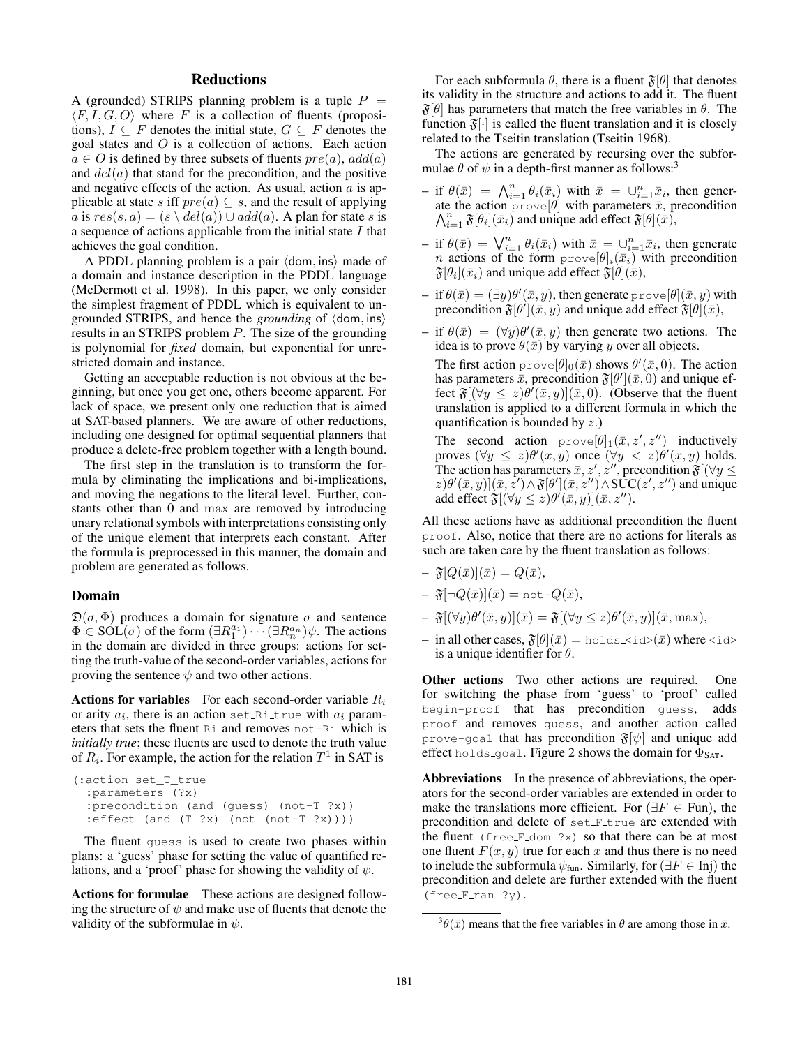## Reductions

A (grounded) STRIPS planning problem is a tuple $P = \langle F, I, G, O\rangle$ where $F$ is a collection of fluents (propositions), $I \subseteq F$ denotes the initial state, $G \subseteq F$ denotes the goal states and $O$ is a collection of actions. Each action $a \in O$ is defined by three subsets of fluents $pre(a)$, $add(a)$ and $del(a)$ that stand for the precondition, and the positive and negative effects of the action. As usual, action $a$ is applicable at state $s$ iff $pre(a) \subseteq s$, and the result of applying $a$ is $res(s, a) = (s \setminus del(a)) \cup add(a)$. A plan for state $s$ is a sequence of actions applicable from the initial state $I$ that achieves the goal condition.

A PDDL planning problem is a pair $\langle \mathsf{dom}, \mathsf{ins}\rangle$ made of a domain and instance description in the PDDL language (McDermott et al. 1998). In this paper, we only consider the simplest fragment of PDDL which is equivalent to ungrounded STRIPS, and hence the *grounding* of $\langle \mathsf{dom}, \mathsf{ins}\rangle$ results in an STRIPS problem $P$. The size of the grounding is polynomial for *fixed* domain, but exponential for unrestricted domain and instance.

Getting an acceptable reduction is not obvious at the beginning, but once you get one, others become apparent. For lack of space, we present only one reduction that is aimed at SAT-based planners. We are aware of other reductions, including one designed for optimal sequential planners that produce a delete-free problem together with a length bound.

The first step in the translation is to transform the formula by eliminating the implications and bi-implications, and moving the negations to the literal level. Further, constants other than 0 and max are removed by introducing unary relational symbols with interpretations consisting only of the unique element that interprets each constant. After the formula is preprocessed in this manner, the domain and problem are generated as follows.

### Domain

$\mathfrak{D}(\sigma, \Phi)$ produces a domain for signature $\sigma$ and sentence $\Phi \in \mathrm{SOL}(\sigma)$ of the form $(\exists R_1^{a_1}) \cdots (\exists R_n^{a_n})\psi$. The actions in the domain are divided in three groups: actions for setting the truth-value of the second-order variables, actions for proving the sentence $\psi$ and two other actions.

**Actions for variables** For each second-order variable $R_i$ or arity $a_i$, there is an action `set_Ri_true` with $a_i$ parameters that sets the fluent `Ri` and removes `not-Ri` which is *initially true*; these fluents are used to denote the truth value of $R_i$. For example, the action for the relation $T^1$ in SAT is

```
(:action set_T_true
  :parameters (?x)
  :precondition (and (guess) (not-T ?x))
  :effect (and (T ?x) (not (not-T ?x))))
```

The fluent `guess` is used to create two phases within plans: a 'guess' phase for setting the value of quantified relations, and a 'proof' phase for showing the validity of $\psi$.

**Actions for formulae** These actions are designed following the structure of $\psi$ and make use of fluents that denote the validity of the subformulae in $\psi$.

For each subformula $\theta$, there is a fluent $\mathfrak{F}[\theta]$ that denotes its validity in the structure and actions to add it. The fluent $\mathfrak{F}[\theta]$ has parameters that match the free variables in $\theta$. The function $\mathfrak{F}[\cdot]$ is called the fluent translation and it is closely related to the Tseitin translation (Tseitin 1968).

The actions are generated by recursing over the subformulae $\theta$ of $\psi$ in a depth-first manner as follows:[3]

- if $\theta(\bar{x}) = \bigwedge_{i=1}^{n} \theta_i(\bar{x}_i)$ with $\bar{x} = \cup_{i=1}^{n} \bar{x}_i$, then generate the action `prove`$[\theta]$ with parameters $\bar{x}$, precondition $\bigwedge_{i=1}^{n} \mathfrak{F}[\theta_i](\bar{x}_i)$ and unique add effect $\mathfrak{F}[\theta](\bar{x})$,
- if $\theta(\bar{x}) = \bigvee_{i=1}^{n} \theta_i(\bar{x}_i)$ with $\bar{x} = \cup_{i=1}^{n} \bar{x}_i$, then generate $n$ actions of the form `prove`$[\theta]_i(\bar{x}_i)$ with precondition $\mathfrak{F}[\theta_i](\bar{x}_i)$ and unique add effect $\mathfrak{F}[\theta](\bar{x})$,
- if $\theta(\bar{x}) = (\exists y)\theta'(\bar{x}, y)$, then generate `prove`$[\theta](\bar{x}, y)$ with precondition $\mathfrak{F}[\theta'](\bar{x}, y)$ and unique add effect $\mathfrak{F}[\theta](\bar{x})$,
- if $\theta(\bar{x}) = (\forall y)\theta'(\bar{x}, y)$ then generate two actions. The idea is to prove $\theta(\bar{x})$ by varying $y$ over all objects.

  The first action `prove`$[\theta]_0(\bar{x})$ shows $\theta'(\bar{x}, 0)$. The action has parameters $\bar{x}$, precondition $\mathfrak{F}[\theta'](\bar{x}, 0)$ and unique effect $\mathfrak{F}[(\forall y \leq z)\theta'(\bar{x}, y)](\bar{x}, 0)$. (Observe that the fluent translation is applied to a different formula in which the quantification is bounded by $z$.)

  The second action `prove`$[\theta]_1(\bar{x}, z', z'')$ inductively proves $(\forall y \leq z)\theta'(x, y)$ once $(\forall y < z)\theta'(x, y)$ holds. The action has parameters $\bar{x}, z', z''$, precondition $\mathfrak{F}[(\forall y \leq z)\theta'(\bar{x}, y)](\bar{x}, z') \wedge \mathfrak{F}[\theta'](\bar{x}, z'') \wedge \mathrm{SUC}(z', z'')$ and unique add effect $\mathfrak{F}[(\forall y \leq z)\theta'(\bar{x}, y)](\bar{x}, z'')$.

All these actions have as additional precondition the fluent `proof`. Also, notice that there are no actions for literals as such are taken care by the fluent translation as follows:

- $\mathfrak{F}[Q(\bar{x})](\bar{x}) = Q(\bar{x})$,
- $\mathfrak{F}[\neg Q(\bar{x})](\bar{x}) = \texttt{not-}Q(\bar{x})$,
- $\mathfrak{F}[(\forall y)\theta'(\bar{x}, y)](\bar{x}) = \mathfrak{F}[(\forall y \leq z)\theta'(\bar{x}, y)](\bar{x}, \max)$,
- in all other cases, $\mathfrak{F}[\theta](\bar{x}) = \texttt{holds\_<id>}(\bar{x})$ where `<id>` is a unique identifier for $\theta$.

**Other actions** Two other actions are required. One for switching the phase from 'guess' to 'proof' called `begin-proof` that has precondition `guess`, adds `proof` and removes `guess`, and another action called `prove-goal` that has precondition $\mathfrak{F}[\psi]$ and unique add effect `holds_goal`. Figure 2 shows the domain for $\Phi_{\mathrm{SAT}}$.

**Abbreviations** In the presence of abbreviations, the operators for the second-order variables are extended in order to make the translations more efficient. For $(\exists F \in \mathrm{Fun})$, the precondition and delete of `set_F_true` are extended with the fluent `(free_F_dom ?x)` so that there can be at most one fluent $F(x, y)$ true for each $x$ and thus there is no need to include the subformula $\psi_{\mathrm{fun}}$. Similarly, for $(\exists F \in \mathrm{Inj})$ the precondition and delete are further extended with the fluent `(free_F_ran ?y)`.

---

[3] $\theta(\bar{x})$ means that the free variables in $\theta$ are among those in $\bar{x}$.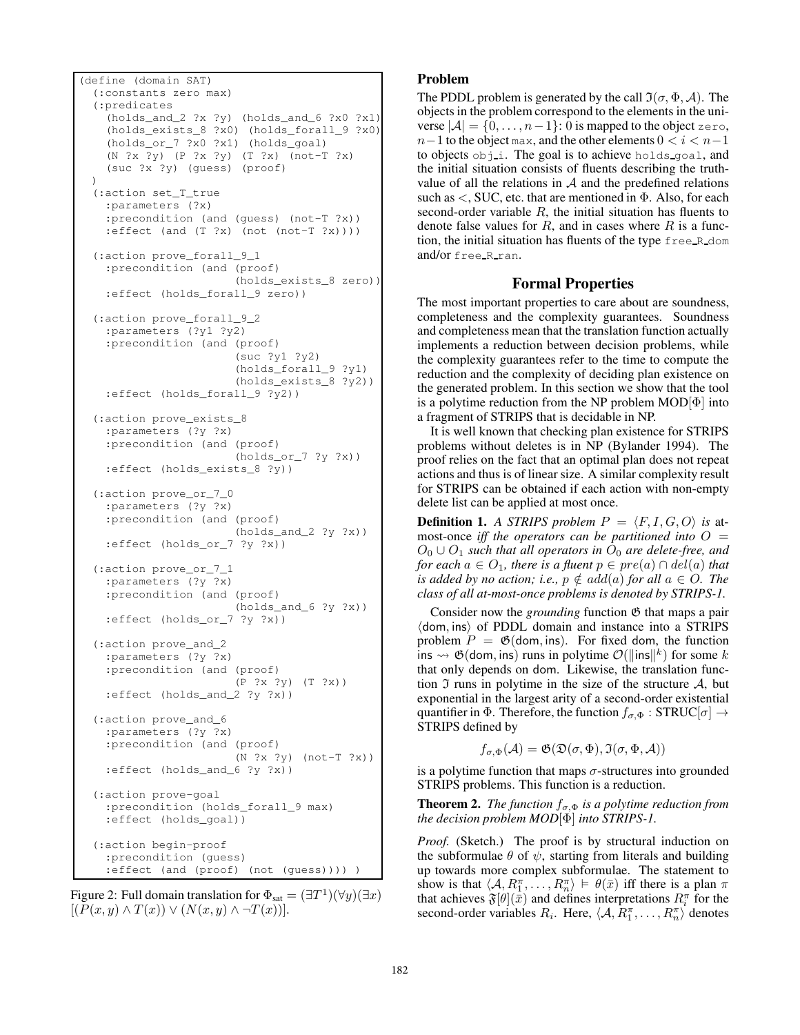```
(define (domain SAT)
  (:constants zero max)
  (:predicates
    (holds_and_2 ?x ?y) (holds_and_6 ?x0 ?x1)
    (holds_exists_8 ?x0) (holds_forall_9 ?x0)
    (holds_or_7 ?x0 ?x1) (holds_goal)
    (N ?x ?y) (P ?x ?y) (T ?x) (not-T ?x)
    (suc ?x ?y) (guess) (proof)
  )
  (:action set_T_true
    :parameters (?x)
    :precondition (and (guess) (not-T ?x))
    :effect (and (T ?x) (not (not-T ?x))))

  (:action prove_forall_9_1
    :precondition (and (proof)
                       (holds_exists_8 zero))
    :effect (holds_forall_9 zero))

  (:action prove_forall_9_2
    :parameters (?y1 ?y2)
    :precondition (and (proof)
                       (suc ?y1 ?y2)
                       (holds_forall_9 ?y1)
                       (holds_exists_8 ?y2))
    :effect (holds_forall_9 ?y2))

  (:action prove_exists_8
    :parameters (?y ?x)
    :precondition (and (proof)
                       (holds_or_7 ?y ?x))
    :effect (holds_exists_8 ?y))

  (:action prove_or_7_0
    :parameters (?y ?x)
    :precondition (and (proof)
                       (holds_and_2 ?y ?x))
    :effect (holds_or_7 ?y ?x))

  (:action prove_or_7_1
    :parameters (?y ?x)
    :precondition (and (proof)
                       (holds_and_6 ?y ?x))
    :effect (holds_or_7 ?y ?x))

  (:action prove_and_2
    :parameters (?y ?x)
    :precondition (and (proof)
                       (P ?x ?y) (T ?x))
    :effect (holds_and_2 ?y ?x))

  (:action prove_and_6
    :parameters (?y ?x)
    :precondition (and (proof)
                       (N ?x ?y) (not-T ?x))
    :effect (holds_and_6 ?y ?x))

  (:action prove-goal
    :precondition (holds_forall_9 max)
    :effect (holds_goal))

  (:action begin-proof
    :precondition (guess)
    :effect (and (proof) (not (guess)))) )
```

Figure 2: Full domain translation for $\Phi_{\text{sat}} = (\exists T^1)(\forall y)(\exists x)[(P(x,y) \wedge T(x)) \vee (N(x,y) \wedge \neg T(x))]$.

### Problem

The PDDL problem is generated by the call $\mathfrak{I}(\sigma, \Phi, \mathcal{A})$. The objects in the problem correspond to the elements in the universe $|\mathcal{A}| = \{0, \ldots, n-1\}$: 0 is mapped to the object `zero`, $n-1$ to the object `max`, and the other elements $0 < i < n-1$ to objects `obj_i`. The goal is to achieve `holds_goal`, and the initial situation consists of fluents describing the truth-value of all the relations in $\mathcal{A}$ and the predefined relations such as $<$, SUC, etc. that are mentioned in $\Phi$. Also, for each second-order variable $R$, the initial situation has fluents to denote false values for $R$, and in cases where $R$ is a function, the initial situation has fluents of the type `free_R_dom` and/or `free_R_ran`.

## Formal Properties

The most important properties to care about are soundness, completeness and the complexity guarantees. Soundness and completeness mean that the translation function actually implements a reduction between decision problems, while the complexity guarantees refer to the time to compute the reduction and the complexity of deciding plan existence on the generated problem. In this section we show that the tool is a polytime reduction from the NP problem MOD$[\Phi]$ into a fragment of STRIPS that is decidable in NP.

It is well known that checking plan existence for STRIPS problems without deletes is in NP (Bylander 1994). The proof relies on the fact that an optimal plan does not repeat actions and thus is of linear size. A similar complexity result for STRIPS can be obtained if each action with non-empty delete list can be applied at most once.

**Definition 1.** *A STRIPS problem $P = \langle F, I, G, O\rangle$ is* at-most-once *iff the operators can be partitioned into $O = O_0 \cup O_1$ such that all operators in $O_0$ are delete-free, and for each $a \in O_1$, there is a fluent $p \in pre(a) \cap del(a)$ that is added by no action; i.e., $p \notin add(a)$ for all $a \in O$. The class of all at-most-once problems is denoted by STRIPS-1.*

Consider now the *grounding* function $\mathfrak{G}$ that maps a pair $\langle \mathsf{dom}, \mathsf{ins}\rangle$ of PDDL domain and instance into a STRIPS problem $P = \mathfrak{G}(\mathsf{dom}, \mathsf{ins})$. For fixed $\mathsf{dom}$, the function $\mathsf{ins} \rightsquigarrow \mathfrak{G}(\mathsf{dom}, \mathsf{ins})$ runs in polytime $\mathcal{O}(\|\mathsf{ins}\|^k)$ for some $k$ that only depends on $\mathsf{dom}$. Likewise, the translation function $\mathfrak{I}$ runs in polytime in the size of the structure $\mathcal{A}$, but exponential in the largest arity of a second-order existential quantifier in $\Phi$. Therefore, the function $f_{\sigma,\Phi} : \text{STRUC}[\sigma] \to$ STRIPS defined by

$$f_{\sigma,\Phi}(\mathcal{A}) = \mathfrak{G}(\mathfrak{D}(\sigma, \Phi), \mathfrak{I}(\sigma, \Phi, \mathcal{A}))$$

is a polytime function that maps $\sigma$-structures into grounded STRIPS problems. This function is a reduction.

**Theorem 2.** *The function $f_{\sigma,\Phi}$ is a polytime reduction from the decision problem MOD$[\Phi]$ into STRIPS-1.*

*Proof.* (Sketch.) The proof is by structural induction on the subformulae $\theta$ of $\psi$, starting from literals and building up towards more complex subformulae. The statement to show is that $\langle \mathcal{A}, R_1^\pi, \ldots, R_n^\pi\rangle \vDash \theta(\bar{x})$ iff there is a plan $\pi$ that achieves $\mathfrak{F}[\theta](\bar{x})$ and defines interpretations $R_i^\pi$ for the second-order variables $R_i$. Here, $\langle \mathcal{A}, R_1^\pi, \ldots, R_n^\pi\rangle$ denotes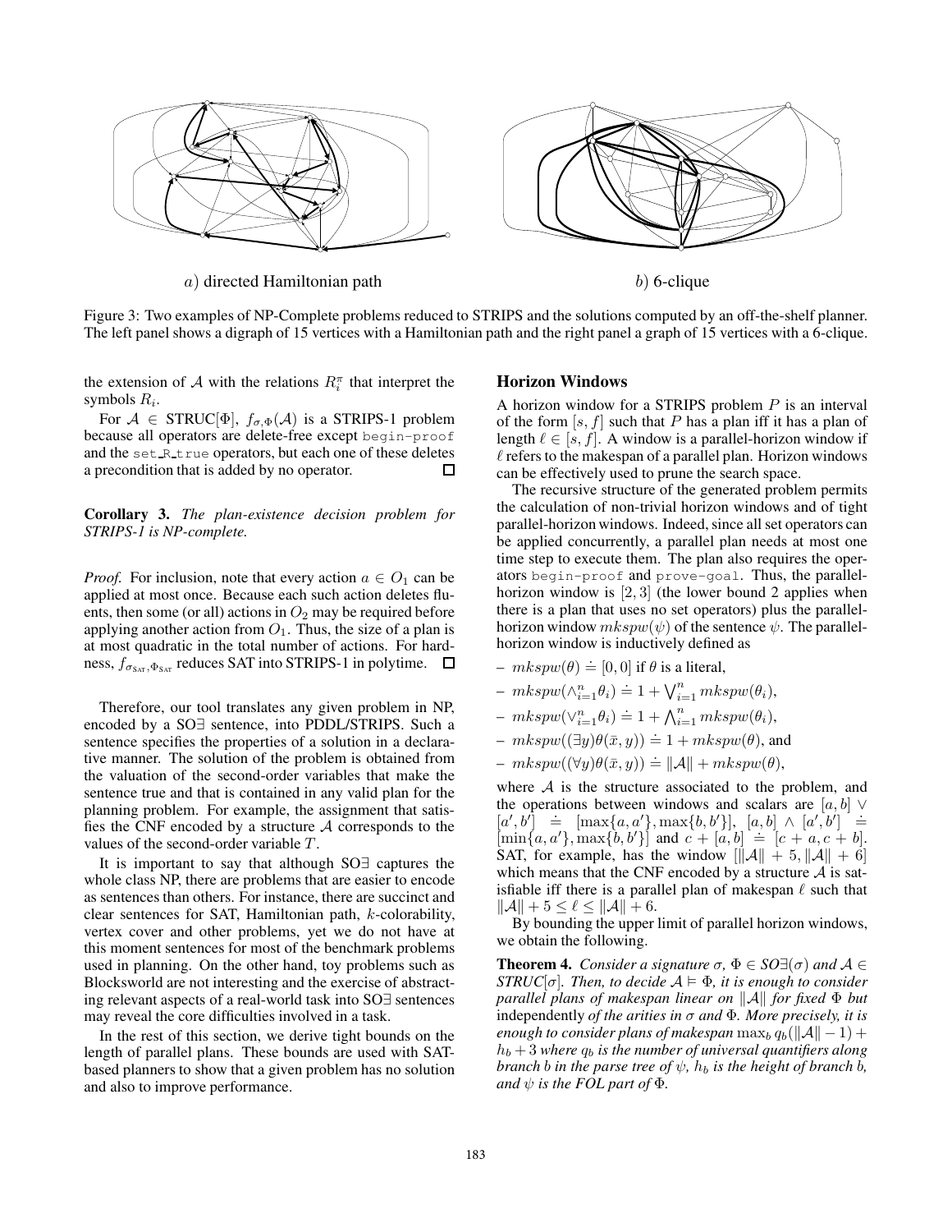a) directed Hamiltonian path

b) 6-clique

Figure 3: Two examples of NP-Complete problems reduced to STRIPS and the solutions computed by an off-the-shelf planner. The left panel shows a digraph of 15 vertices with a Hamiltonian path and the right panel a graph of 15 vertices with a 6-clique.

the extension of $\mathcal{A}$ with the relations $R_i^\pi$ that interpret the symbols $R_i$.

For $\mathcal{A} \in \text{STRUC}[\Phi]$, $f_{\sigma,\Phi}(\mathcal{A})$ is a STRIPS-1 problem because all operators are delete-free except `begin-proof` and the `set_R_true` operators, but each one of these deletes a precondition that is added by no operator. $\square$

**Corollary 3.** *The plan-existence decision problem for STRIPS-1 is NP-complete.*

*Proof.* For inclusion, note that every action $a \in O_1$ can be applied at most once. Because each such action deletes fluents, then some (or all) actions in $O_2$ may be required before applying another action from $O_1$. Thus, the size of a plan is at most quadratic in the total number of actions. For hardness, $f_{\sigma_{\text{SAT}},\Phi_{\text{SAT}}}$ reduces SAT into STRIPS-1 in polytime. $\square$

Therefore, our tool translates any given problem in NP, encoded by a SO∃ sentence, into PDDL/STRIPS. Such a sentence specifies the properties of a solution in a declarative manner. The solution of the problem is obtained from the valuation of the second-order variables that make the sentence true and that is contained in any valid plan for the planning problem. For example, the assignment that satisfies the CNF encoded by a structure $\mathcal{A}$ corresponds to the values of the second-order variable $T$.

It is important to say that although SO∃ captures the whole class NP, there are problems that are easier to encode as sentences than others. For instance, there are succinct and clear sentences for SAT, Hamiltonian path, $k$-colorability, vertex cover and other problems, yet we do not have at this moment sentences for most of the benchmark problems used in planning. On the other hand, toy problems such as Blocksworld are not interesting and the exercise of abstracting relevant aspects of a real-world task into SO∃ sentences may reveal the core difficulties involved in a task.

In the rest of this section, we derive tight bounds on the length of parallel plans. These bounds are used with SAT-based planners to show that a given problem has no solution and also to improve performance.

## Horizon Windows

A horizon window for a STRIPS problem $P$ is an interval of the form $[s, f]$ such that $P$ has a plan iff it has a plan of length $\ell \in [s, f]$. A window is a parallel-horizon window if $\ell$ refers to the makespan of a parallel plan. Horizon windows can be effectively used to prune the search space.

The recursive structure of the generated problem permits the calculation of non-trivial horizon windows and of tight parallel-horizon windows. Indeed, since all set operators can be applied concurrently, a parallel plan needs at most one time step to execute them. The plan also requires the operators `begin-proof` and `prove-goal`. Thus, the parallel-horizon window is $[2, 3]$ (the lower bound 2 applies when there is a plan that uses no set operators) plus the parallel-horizon window $mkspw(\psi)$ of the sentence $\psi$. The parallel-horizon window is inductively defined as

- $mkspw(\theta) \doteq [0, 0]$ if $\theta$ is a literal,
- $mkspw(\wedge_{i=1}^n \theta_i) \doteq 1 + \bigvee_{i=1}^n mkspw(\theta_i)$,
- $mkspw(\vee_{i=1}^n \theta_i) \doteq 1 + \bigwedge_{i=1}^n mkspw(\theta_i)$,
- $mkspw((\exists y)\theta(\bar{x}, y)) \doteq 1 + mkspw(\theta)$, and
- $mkspw((\forall y)\theta(\bar{x}, y)) \doteq \|\mathcal{A}\| + mkspw(\theta)$,

where $\mathcal{A}$ is the structure associated to the problem, and the operations between windows and scalars are $[a, b] \vee [a', b'] \doteq [\max\{a, a'\}, \max\{b, b'\}]$, $[a, b] \wedge [a', b'] \doteq [\min\{a, a'\}, \max\{b, b'\}]$ and $c + [a, b] \doteq [c + a, c + b]$. SAT, for example, has the window $[\|\mathcal{A}\| + 5, \|\mathcal{A}\| + 6]$ which means that the CNF encoded by a structure $\mathcal{A}$ is satisfiable iff there is a parallel plan of makespan $\ell$ such that $\|\mathcal{A}\| + 5 \le \ell \le \|\mathcal{A}\| + 6$.

By bounding the upper limit of parallel horizon windows, we obtain the following.

**Theorem 4.** *Consider a signature $\sigma$, $\Phi \in SO\exists(\sigma)$ and $\mathcal{A} \in STRUC[\sigma]$. Then, to decide $\mathcal{A} \vDash \Phi$, it is enough to consider parallel plans of makespan linear on $\|\mathcal{A}\|$ for fixed $\Phi$ but* independently *of the arities in $\sigma$ and $\Phi$. More precisely, it is enough to consider plans of makespan $\max_b q_b(\|\mathcal{A}\| - 1) + h_b + 3$ where $q_b$ is the number of universal quantifiers along branch $b$ in the parse tree of $\psi$, $h_b$ is the height of branch $b$, and $\psi$ is the FOL part of $\Phi$.*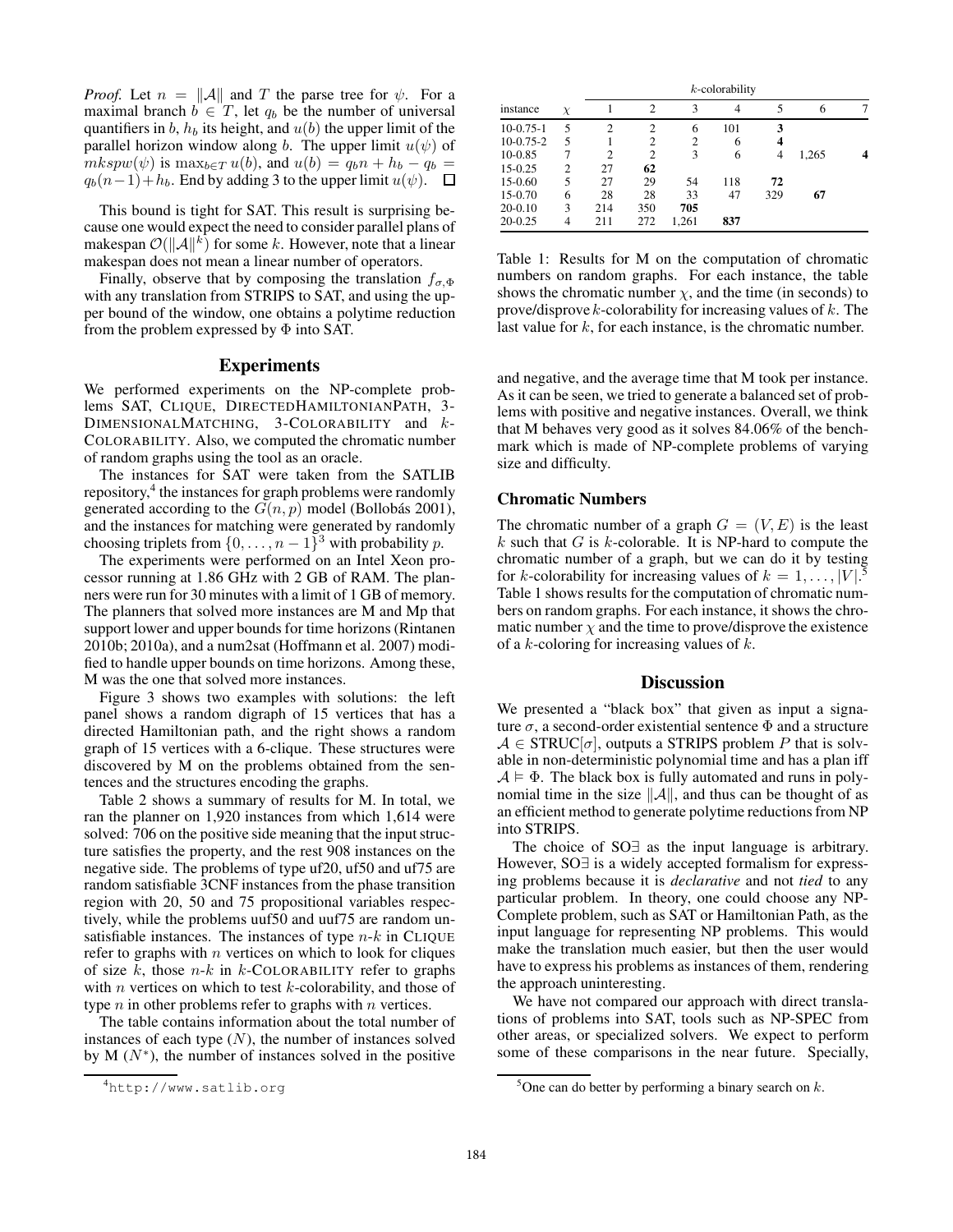*Proof.* Let $n = \|\mathcal{A}\|$ and $T$ the parse tree for $\psi$. For a maximal branch $b \in T$, let $q_b$ be the number of universal quantifiers in $b$, $h_b$ its height, and $u(b)$ the upper limit of the parallel horizon window along $b$. The upper limit $u(\psi)$ of $mkspw(\psi)$ is $\max_{b \in T} u(b)$, and $u(b) = q_b n + h_b - q_b = q_b(n-1) + h_b$. End by adding 3 to the upper limit $u(\psi)$. $\square$

This bound is tight for SAT. This result is surprising because one would expect the need to consider parallel plans of makespan $\mathcal{O}(\|\mathcal{A}\|^k)$ for some $k$. However, note that a linear makespan does not mean a linear number of operators.

Finally, observe that by composing the translation $f_{\sigma,\Phi}$ with any translation from STRIPS to SAT, and using the upper bound of the window, one obtains a polytime reduction from the problem expressed by $\Phi$ into SAT.

## Experiments

We performed experiments on the NP-complete problems SAT, CLIQUE, DIRECTEDHAMILTONIANPATH, 3-DIMENSIONALMATCHING, 3-COLORABILITY and $k$-COLORABILITY. Also, we computed the chromatic number of random graphs using the tool as an oracle.

The instances for SAT were taken from the SATLIB repository,[4] the instances for graph problems were randomly generated according to the $G(n,p)$ model (Bollobás 2001), and the instances for matching were generated by randomly choosing triplets from $\{0,\ldots,n-1\}^3$ with probability $p$.

The experiments were performed on an Intel Xeon processor running at 1.86 GHz with 2 GB of RAM. The planners were run for 30 minutes with a limit of 1 GB of memory. The planners that solved more instances are M and Mp that support lower and upper bounds for time horizons (Rintanen 2010b; 2010a), and a num2sat (Hoffmann et al. 2007) modified to handle upper bounds on time horizons. Among these, M was the one that solved more instances.

Figure 3 shows two examples with solutions: the left panel shows a random digraph of 15 vertices that has a directed Hamiltonian path, and the right shows a random graph of 15 vertices with a 6-clique. These structures were discovered by M on the problems obtained from the sentences and the structures encoding the graphs.

Table 2 shows a summary of results for M. In total, we ran the planner on 1,920 instances from which 1,614 were solved: 706 on the positive side meaning that the input structure satisfies the property, and the rest 908 instances on the negative side. The problems of type uf20, uf50 and uf75 are random satisfiable 3CNF instances from the phase transition region with 20, 50 and 75 propositional variables respectively, while the problems uuf50 and uuf75 are random unsatisfiable instances. The instances of type $n$-$k$ in CLIQUE refer to graphs with $n$ vertices on which to look for cliques of size $k$, those $n$-$k$ in $k$-COLORABILITY refer to graphs with $n$ vertices on which to test $k$-colorability, and those of type $n$ in other problems refer to graphs with $n$ vertices.

The table contains information about the total number of instances of each type ($N$), the number of instances solved by M ($N^*$), the number of instances solved in the positive and negative, and the average time that M took per instance. As it can be seen, we tried to generate a balanced set of problems with positive and negative instances. Overall, we think that M behaves very good as it solves 84.06% of the benchmark which is made of NP-complete problems of varying size and difficulty.

[4] http://www.satlib.org

| instance | $\chi$ | $k$-colorability | | | | | | |
|---|---|---|---|---|---|---|---|---|
| | | 1 | 2 | 3 | 4 | 5 | 6 | 7 |
| 10-0.75-1 | 5 | 2 | 2 | 6 | 101 | **3** | | |
| 10-0.75-2 | 5 | 1 | 2 | 2 | 6 | **4** | | |
| 10-0.85 | 7 | 2 | 2 | 3 | 6 | 4 | 1,265 | **4** |
| 15-0.25 | 2 | 27 | **62** | | | | | |
| 15-0.60 | 5 | 27 | 29 | 54 | 118 | **72** | | |
| 15-0.70 | 6 | 28 | 28 | 33 | 47 | 329 | **67** | |
| 20-0.10 | 3 | 214 | 350 | **705** | | | | |
| 20-0.25 | 4 | 211 | 272 | 1,261 | **837** | | | |

Table 1: Results for M on the computation of chromatic numbers on random graphs. For each instance, the table shows the chromatic number $\chi$, and the time (in seconds) to prove/disprove $k$-colorability for increasing values of $k$. The last value for $k$, for each instance, is the chromatic number.

### Chromatic Numbers

The chromatic number of a graph $G = (V,E)$ is the least $k$ such that $G$ is $k$-colorable. It is NP-hard to compute the chromatic number of a graph, but we can do it by testing for $k$-colorability for increasing values of $k = 1,\ldots,|V|$.[5] Table 1 shows results for the computation of chromatic numbers on random graphs. For each instance, it shows the chromatic number $\chi$ and the time to prove/disprove the existence of a $k$-coloring for increasing values of $k$.

## Discussion

We presented a "black box" that given as input a signature $\sigma$, a second-order existential sentence $\Phi$ and a structure $\mathcal{A} \in \text{STRUC}[\sigma]$, outputs a STRIPS problem $P$ that is solvable in non-deterministic polynomial time and has a plan iff $\mathcal{A} \vDash \Phi$. The black box is fully automated and runs in polynomial time in the size $\|\mathcal{A}\|$, and thus can be thought of as an efficient method to generate polytime reductions from NP into STRIPS.

The choice of SO$\exists$ as the input language is arbitrary. However, SO$\exists$ is a widely accepted formalism for expressing problems because it is *declarative* and not *tied* to any particular problem. In theory, one could choose any NP-Complete problem, such as SAT or Hamiltonian Path, as the input language for representing NP problems. This would make the translation much easier, but then the user would have to express his problems as instances of them, rendering the approach uninteresting.

We have not compared our approach with direct translations of problems into SAT, tools such as NP-SPEC from other areas, or specialized solvers. We expect to perform some of these comparisons in the near future. Specially,

[5] One can do better by performing a binary search on $k$.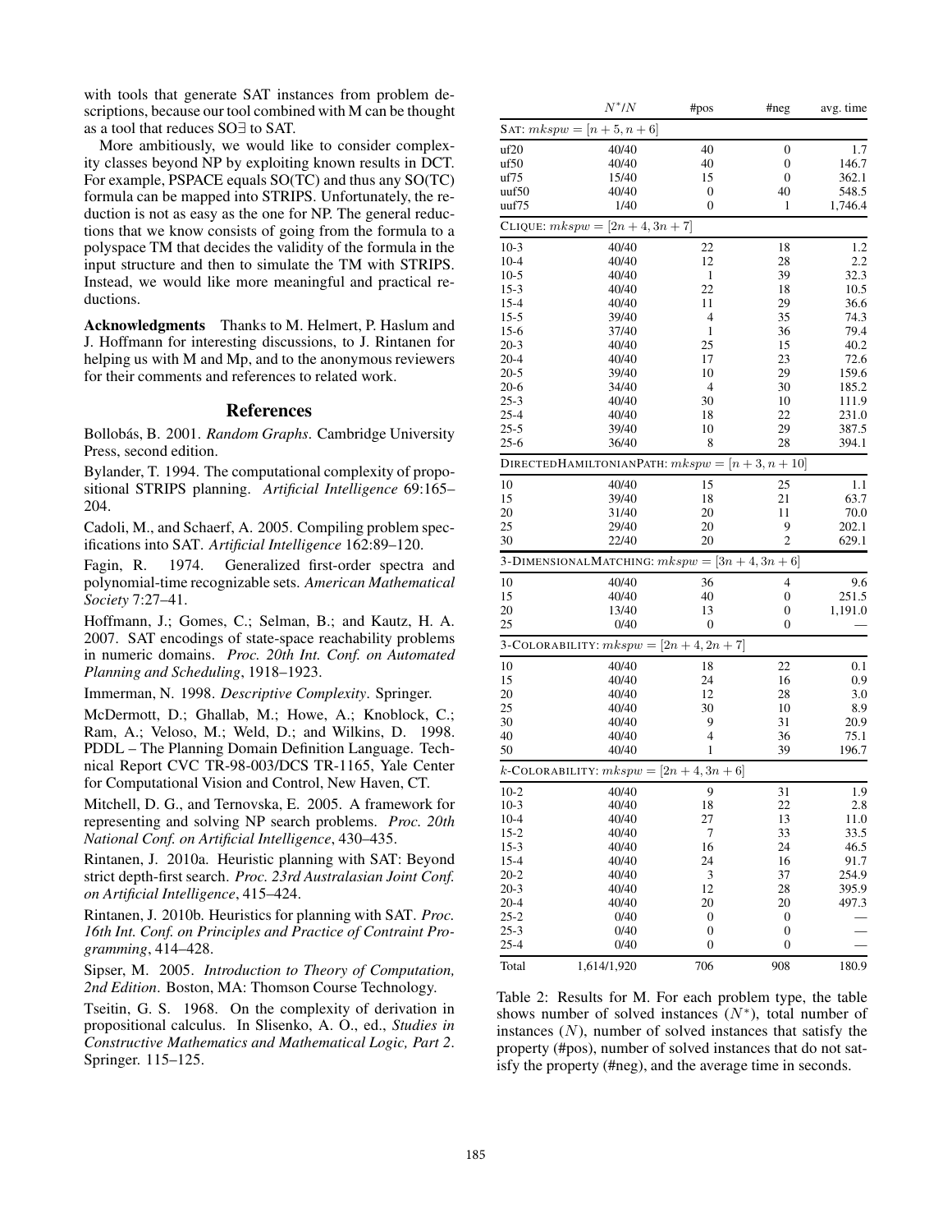with tools that generate SAT instances from problem descriptions, because our tool combined with M can be thought as a tool that reduces SO∃ to SAT.

More ambitiously, we would like to consider complexity classes beyond NP by exploiting known results in DCT. For example, PSPACE equals SO(TC) and thus any SO(TC) formula can be mapped into STRIPS. Unfortunately, the reduction is not as easy as the one for NP. The general reductions that we know consists of going from the formula to a polyspace TM that decides the validity of the formula in the input structure and then to simulate the TM with STRIPS. Instead, we would like more meaningful and practical reductions.

**Acknowledgments** Thanks to M. Helmert, P. Haslum and J. Hoffmann for interesting discussions, to J. Rintanen for helping us with M and Mp, and to the anonymous reviewers for their comments and references to related work.

## References

Bollobás, B. 2001. *Random Graphs*. Cambridge University Press, second edition.

Bylander, T. 1994. The computational complexity of propositional STRIPS planning. *Artificial Intelligence* 69:165–204.

Cadoli, M., and Schaerf, A. 2005. Compiling problem specifications into SAT. *Artificial Intelligence* 162:89–120.

Fagin, R. 1974. Generalized first-order spectra and polynomial-time recognizable sets. *American Mathematical Society* 7:27–41.

Hoffmann, J.; Gomes, C.; Selman, B.; and Kautz, H. A. 2007. SAT encodings of state-space reachability problems in numeric domains. *Proc. 20th Int. Conf. on Automated Planning and Scheduling*, 1918–1923.

Immerman, N. 1998. *Descriptive Complexity*. Springer.

McDermott, D.; Ghallab, M.; Howe, A.; Knoblock, C.; Ram, A.; Veloso, M.; Weld, D.; and Wilkins, D. 1998. PDDL – The Planning Domain Definition Language. Technical Report CVC TR-98-003/DCS TR-1165, Yale Center for Computational Vision and Control, New Haven, CT.

Mitchell, D. G., and Ternovska, E. 2005. A framework for representing and solving NP search problems. *Proc. 20th National Conf. on Artificial Intelligence*, 430–435.

Rintanen, J. 2010a. Heuristic planning with SAT: Beyond strict depth-first search. *Proc. 23rd Australasian Joint Conf. on Artificial Intelligence*, 415–424.

Rintanen, J. 2010b. Heuristics for planning with SAT. *Proc. 16th Int. Conf. on Principles and Practice of Contraint Programming*, 414–428.

Sipser, M. 2005. *Introduction to Theory of Computation, 2nd Edition*. Boston, MA: Thomson Course Technology.

Tseitin, G. S. 1968. On the complexity of derivation in propositional calculus. In Slisenko, A. O., ed., *Studies in Constructive Mathematics and Mathematical Logic, Part 2*. Springer. 115–125.

| | $N^*/N$ | #pos | #neg | avg. time |
|---|---|---|---|---|
| SAT: $mkspw = [n+5, n+6]$ | | | | |
| uf20 | 40/40 | 40 | 0 | 1.7 |
| uf50 | 40/40 | 40 | 0 | 146.7 |
| uf75 | 15/40 | 15 | 0 | 362.1 |
| uuf50 | 40/40 | 0 | 40 | 548.5 |
| uuf75 | 1/40 | 0 | 1 | 1,746.4 |
| CLIQUE: $mkspw = [2n+4, 3n+7]$ | | | | |
| 10-3 | 40/40 | 22 | 18 | 1.2 |
| 10-4 | 40/40 | 12 | 28 | 2.2 |
| 10-5 | 40/40 | 1 | 39 | 32.3 |
| 15-3 | 40/40 | 22 | 18 | 10.5 |
| 15-4 | 40/40 | 11 | 29 | 36.6 |
| 15-5 | 39/40 | 4 | 35 | 74.3 |
| 15-6 | 37/40 | 1 | 36 | 79.4 |
| 20-3 | 40/40 | 25 | 15 | 40.2 |
| 20-4 | 40/40 | 17 | 23 | 72.6 |
| 20-5 | 39/40 | 10 | 29 | 159.6 |
| 20-6 | 34/40 | 4 | 30 | 185.2 |
| 25-3 | 40/40 | 30 | 10 | 111.9 |
| 25-4 | 40/40 | 18 | 22 | 231.0 |
| 25-5 | 39/40 | 10 | 29 | 387.5 |
| 25-6 | 36/40 | 8 | 28 | 394.1 |
| DIRECTEDHAMILTONIANPATH: $mkspw = [n+3, n+10]$ | | | | |
| 10 | 40/40 | 15 | 25 | 1.1 |
| 15 | 39/40 | 18 | 21 | 63.7 |
| 20 | 31/40 | 20 | 11 | 70.0 |
| 25 | 29/40 | 20 | 9 | 202.1 |
| 30 | 22/40 | 20 | 2 | 629.1 |
| 3-DIMENSIONALMATCHING: $mkspw = [3n+4, 3n+6]$ | | | | |
| 10 | 40/40 | 36 | 4 | 9.6 |
| 15 | 40/40 | 40 | 0 | 251.5 |
| 20 | 13/40 | 13 | 0 | 1,191.0 |
| 25 | 0/40 | 0 | 0 | — |
| 3-COLORABILITY: $mkspw = [2n+4, 2n+7]$ | | | | |
| 10 | 40/40 | 18 | 22 | 0.1 |
| 15 | 40/40 | 24 | 16 | 0.9 |
| 20 | 40/40 | 12 | 28 | 3.0 |
| 25 | 40/40 | 30 | 10 | 8.9 |
| 30 | 40/40 | 9 | 31 | 20.9 |
| 40 | 40/40 | 4 | 36 | 75.1 |
| 50 | 40/40 | 1 | 39 | 196.7 |
| $k$-COLORABILITY: $mkspw = [2n+4, 3n+6]$ | | | | |
| 10-2 | 40/40 | 9 | 31 | 1.9 |
| 10-3 | 40/40 | 18 | 22 | 2.8 |
| 10-4 | 40/40 | 27 | 13 | 11.0 |
| 15-2 | 40/40 | 7 | 33 | 33.5 |
| 15-3 | 40/40 | 16 | 24 | 46.5 |
| 15-4 | 40/40 | 24 | 16 | 91.7 |
| 20-2 | 40/40 | 3 | 37 | 254.9 |
| 20-3 | 40/40 | 12 | 28 | 395.9 |
| 20-4 | 40/40 | 20 | 20 | 497.3 |
| 25-2 | 0/40 | 0 | 0 | — |
| 25-3 | 0/40 | 0 | 0 | — |
| 25-4 | 0/40 | 0 | 0 | — |
| Total | 1,614/1,920 | 706 | 908 | 180.9 |

Table 2: Results for M. For each problem type, the table shows number of solved instances ($N^*$), total number of instances ($N$), number of solved instances that satisfy the property (#pos), number of solved instances that do not satisfy the property (#neg), and the average time in seconds.